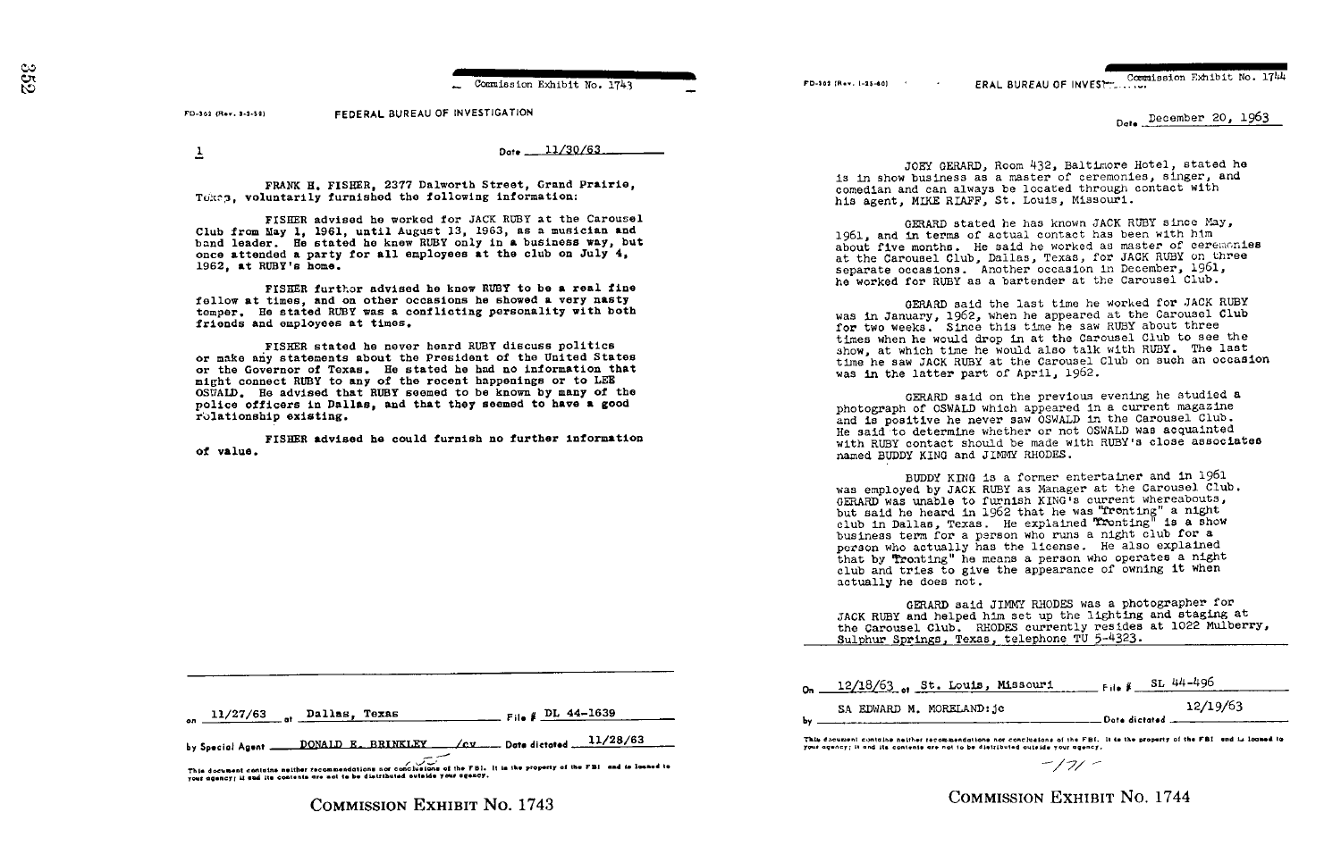Commission Exhibit No. 1743

FD-302 (Rev. 3-3-59)

FEDERAL BUREAU OF INVESTIGATION

1

Date 11/30/63

FRANK H. FISHER, 2377 Dalworth Street, Grand Prairie, Texas, voluntarily furnished the following information:

FISHER advised he worked for JACK RUBY at the Carousel Club from May 1, 1961, until August 13, 1963, as a musician and band leader. He stated he knew RUBY only in a business way, but once attended a party for all employees at the club on July 4, 1962, at RUBY's home.

FISHER further advised he knew RUBY to be a real fine fellow at times, and on other occasions he showed a very nasty temper. He stated RUBY was a conflicting personality with both friends and employees at times.

FISHER stated he never heard RUBY discuss politics or make any statements about the President of the United States or the Governor of Texas. He stated he had no information that might connect RUBY to any of the recent happenings or to LEE OSWALD. He advised that RUBY seemed to be known by many of the police officers in Dallas, and that they seemed to have a good relationship existing.

FISHER advised he could furnish no further information of value.

on 11/27/63 at Dallas, Texas File # DL 44-1639

by Special Agent DONALD E. BRINKLEY /cv Date dictated 11/28/63

This document contains neither recommendations nor conclusions of the FBI. It is the property of the FBI and is loaned to your agency; it and its contents are not to be distributed outside your agency.

COMMISSION EXHIBIT No. 1743

---

Commission Exhibit No. 1744

FD-302 (Rev. 1-25-60)

FEDERAL BUREAU OF INVESTIGATION

Date December 20, 1963

JOEY GERARD, Room 432, Baltimore Hotel, stated he is in show business as a master of ceremonies, singer, and comedian and can always be located through contact with his agent, MIKE RIAFF, St. Louis, Missouri.

GERARD stated he has known JACK RUBY since May, 1961, and in terms of actual contact has been with him about five months. He said he worked as master of ceremonies at the Carousel Club, Dallas, Texas, for JACK RUBY on three separate occasions. Another occasion in December, 1961, he worked for RUBY as a bartender at the Carousel Club.

GERARD said the last time he worked for JACK RUBY was in January, 1962, when he appeared at the Carousel Club for two weeks. Since this time he saw RUBY about three times when he would drop in at the Carousel Club to see the show, at which time he would also talk with RUBY. The last time he saw JACK RUBY at the Carousel Club on such an occasion was in the latter part of April, 1962.

GERARD said on the previous evening he studied a photograph of OSWALD which appeared in a current magazine and is positive he never saw OSWALD in the Carousel Club. He said to determine whether or not OSWALD was acquainted with RUBY contact should be made with RUBY's close associates named BUDDY KING and JIMMY RHODES.

BUDDY KING is a former entertainer and in 1961 was employed by JACK RUBY as Manager at the Carousel Club. GERARD was unable to furnish KING's current whereabouts, but said he heard in 1962 that he was "fronting" a night club in Dallas, Texas. He explained "fronting" is a show business term for a person who runs a night club for a person who actually has the license. He also explained that by "fronting" he means a person who operates a night club and tries to give the appearance of owning it when actually he does not.

GERARD said JIMMY RHODES was a photographer for JACK RUBY and helped him set up the lighting and staging at the Carousel Club. RHODES currently resides at 1022 Mulberry, Sulphur Springs, Texas, telephone TU 5-4323.

On 12/18/63 at St. Louis, Missouri File # SL 44-496

by SA EDWARD M. MORELAND:jc Date dictated 12/19/63

This document contains neither recommendations nor conclusions of the FBI. It is the property of the FBI and is loaned to your agency; it and its contents are not to be distributed outside your agency.

-171-

COMMISSION EXHIBIT No. 1744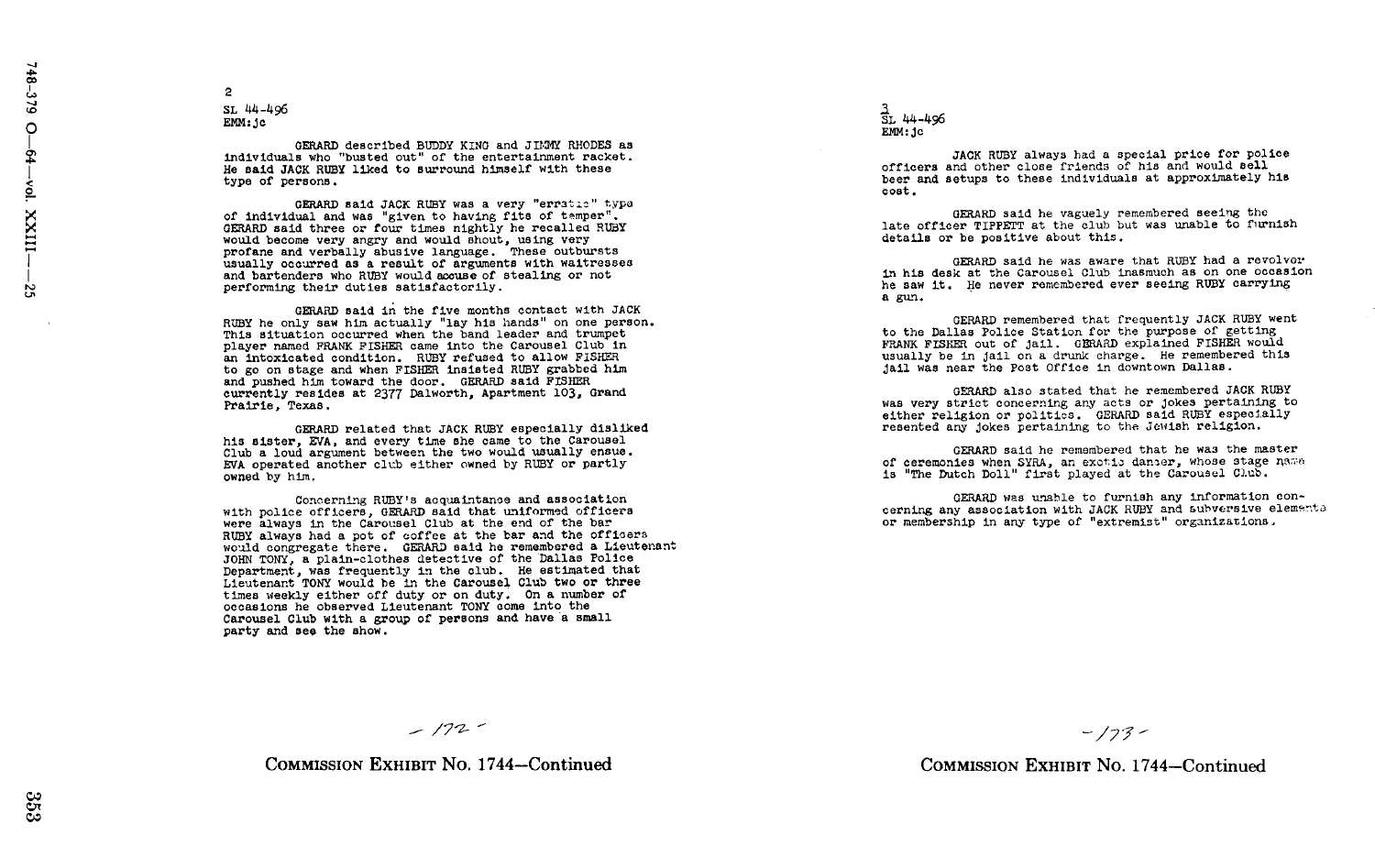2
SL 44-496
EMM:jc

GERARD described BUDDY KING and JIMMY RHODES as individuals who "busted out" of the entertainment racket. He said JACK RUBY liked to surround himself with these type of persons.

GERARD said JACK RUBY was a very "erratic" type of individual and was "given to having fits of temper". GERARD said three or four times nightly he recalled RUBY would become very angry and would shout, using very profane and verbally abusive language. These outbursts usually occurred as a result of arguments with waitresses and bartenders who RUBY would accuse of stealing or not performing their duties satisfactorily.

GERARD said in the five months contact with JACK RUBY he only saw him actually "lay his hands" on one person. This situation occurred when the band leader and trumpet player named FRANK FISHER came into the Carousel Club in an intoxicated condition. RUBY refused to allow FISHER to go on stage and when FISHER insisted RUBY grabbed him and pushed him toward the door. GERARD said FISHER currently resides at 2377 Dalworth, Apartment 103, Grand Prairie, Texas.

GERARD related that JACK RUBY especially disliked his sister, EVA, and every time she came to the Carousel Club a loud argument between the two would usually ensue. EVA operated another club either owned by RUBY or partly owned by him.

Concerning RUBY's acquaintance and association with police officers, GERARD said that uniformed officers were always in the Carousel Club at the end of the bar RUBY always had a pot of coffee at the bar and the officers would congregate there. GERARD said he remembered a Lieutenant JOHN TONY, a plain-clothes detective of the Dallas Police Department, was frequently in the club. He estimated that Lieutenant TONY would be in the Carousel Club two or three times weekly either off duty or on duty. On a number of occasions he observed Lieutenant TONY come into the Carousel Club with a group of persons and have a small party and see the show.

- 172 -

COMMISSION EXHIBIT No. 1744—Continued

3
SL 44-496
EMM:jc

JACK RUBY always had a special price for police officers and other close friends of his and would sell beer and setups to these individuals at approximately his cost.

GERARD said he vaguely remembered seeing the late officer TIPPETT at the club but was unable to furnish details or be positive about this.

GERARD said he was aware that RUBY had a revolver in his desk at the Carousel Club inasmuch as on one occasion he saw it. He never remembered ever seeing RUBY carrying a gun.

GERARD remembered that frequently JACK RUBY went to the Dallas Police Station for the purpose of getting FRANK FISHER out of jail. GERARD explained FISHER would usually be in jail on a drunk charge. He remembered this jail was near the Post Office in downtown Dallas.

GERARD also stated that he remembered JACK RUBY was very strict concerning any acts or jokes pertaining to either religion or politics. GERARD said RUBY especially resented any jokes pertaining to the Jewish religion.

GERARD said he remembered that he was the master of ceremonies when SYRA, an exotic dancer, whose stage name is "The Dutch Doll" first played at the Carousel Club.

GERARD was unable to furnish any information concerning any association with JACK RUBY and subversive elements or membership in any type of "extremist" organizations.

- 173 -

COMMISSION EXHIBIT No. 1744—Continued